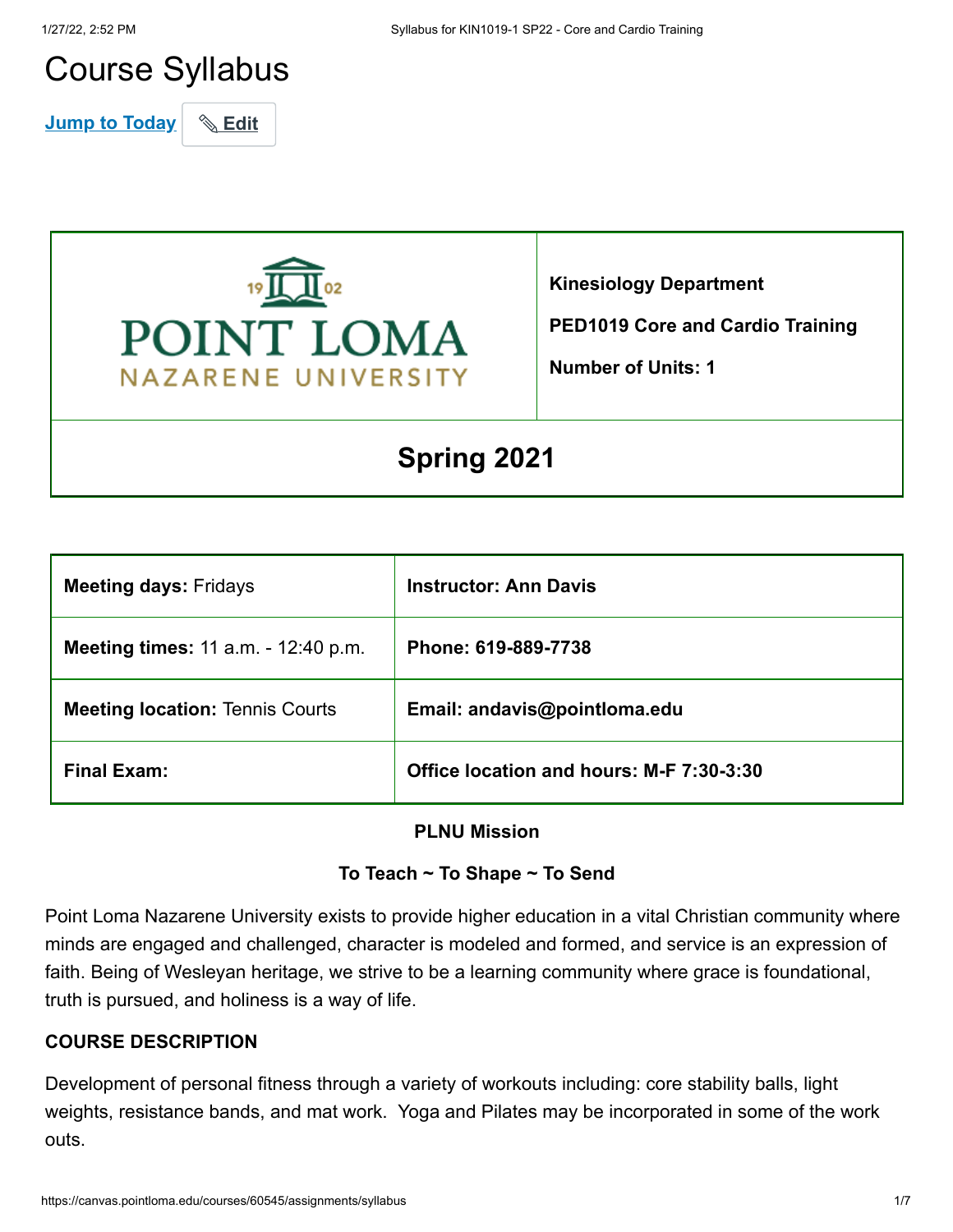# Course Syllabus

Jump to Today | Edit

| POINT LOMA NAZARENE UNIVERSITY 1902 | **Kinesiology Department**<br><br>**PED1019 Core and Cardio Training**<br><br>**Number of Units: 1** |
|---|---|
| **Spring 2021** | |

| **Meeting days:** Fridays | **Instructor: Ann Davis** |
|---|---|
| **Meeting times:** 11 a.m. - 12:40 p.m. | **Phone: 619-889-7738** |
| **Meeting location:** Tennis Courts | **Email: andavis@pointloma.edu** |
| **Final Exam:** | **Office location and hours: M-F 7:30-3:30** |

**PLNU Mission**

**To Teach ~ To Shape ~ To Send**

Point Loma Nazarene University exists to provide higher education in a vital Christian community where minds are engaged and challenged, character is modeled and formed, and service is an expression of faith. Being of Wesleyan heritage, we strive to be a learning community where grace is foundational, truth is pursued, and holiness is a way of life.

**COURSE DESCRIPTION**

Development of personal fitness through a variety of workouts including: core stability balls, light weights, resistance bands, and mat work. Yoga and Pilates may be incorporated in some of the work outs.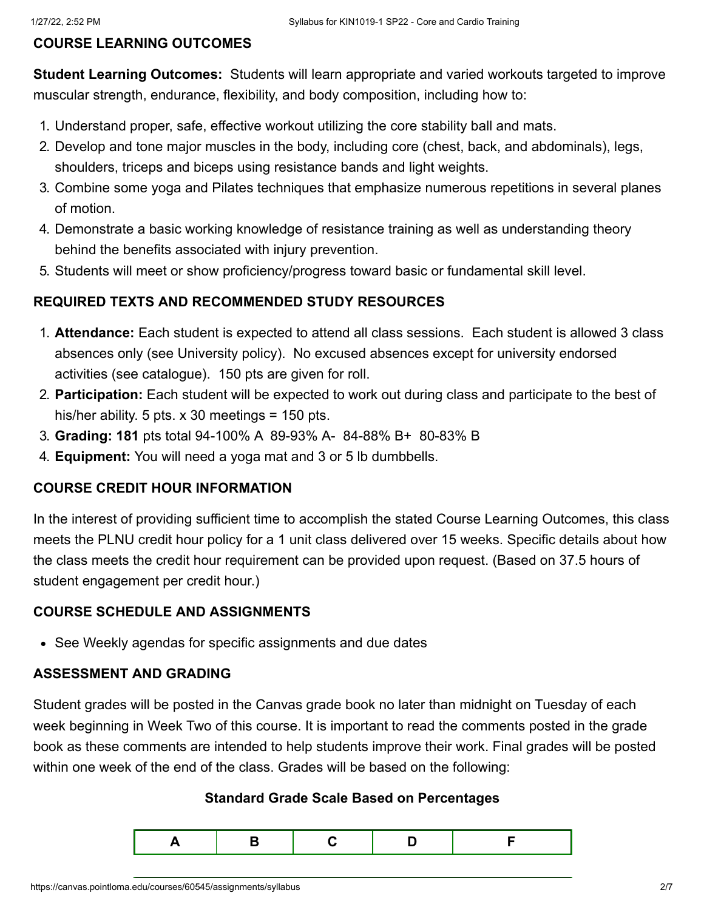## COURSE LEARNING OUTCOMES

**Student Learning Outcomes:** Students will learn appropriate and varied workouts targeted to improve muscular strength, endurance, flexibility, and body composition, including how to:

1. Understand proper, safe, effective workout utilizing the core stability ball and mats.
2. Develop and tone major muscles in the body, including core (chest, back, and abdominals), legs, shoulders, triceps and biceps using resistance bands and light weights.
3. Combine some yoga and Pilates techniques that emphasize numerous repetitions in several planes of motion.
4. Demonstrate a basic working knowledge of resistance training as well as understanding theory behind the benefits associated with injury prevention.
5. Students will meet or show proficiency/progress toward basic or fundamental skill level.

## REQUIRED TEXTS AND RECOMMENDED STUDY RESOURCES

1. **Attendance:** Each student is expected to attend all class sessions. Each student is allowed 3 class absences only (see University policy). No excused absences except for university endorsed activities (see catalogue). 150 pts are given for roll.
2. **Participation:** Each student will be expected to work out during class and participate to the best of his/her ability. 5 pts. x 30 meetings = 150 pts.
3. **Grading: 181** pts total 94-100% A 89-93% A- 84-88% B+ 80-83% B
4. **Equipment:** You will need a yoga mat and 3 or 5 lb dumbbells.

## COURSE CREDIT HOUR INFORMATION

In the interest of providing sufficient time to accomplish the stated Course Learning Outcomes, this class meets the PLNU credit hour policy for a 1 unit class delivered over 15 weeks. Specific details about how the class meets the credit hour requirement can be provided upon request. (Based on 37.5 hours of student engagement per credit hour.)

## COURSE SCHEDULE AND ASSIGNMENTS

- See Weekly agendas for specific assignments and due dates

## ASSESSMENT AND GRADING

Student grades will be posted in the Canvas grade book no later than midnight on Tuesday of each week beginning in Week Two of this course. It is important to read the comments posted in the grade book as these comments are intended to help students improve their work. Final grades will be posted within one week of the end of the class. Grades will be based on the following:

**Standard Grade Scale Based on Percentages**

| A | B | C | D | F |
|---|---|---|---|---|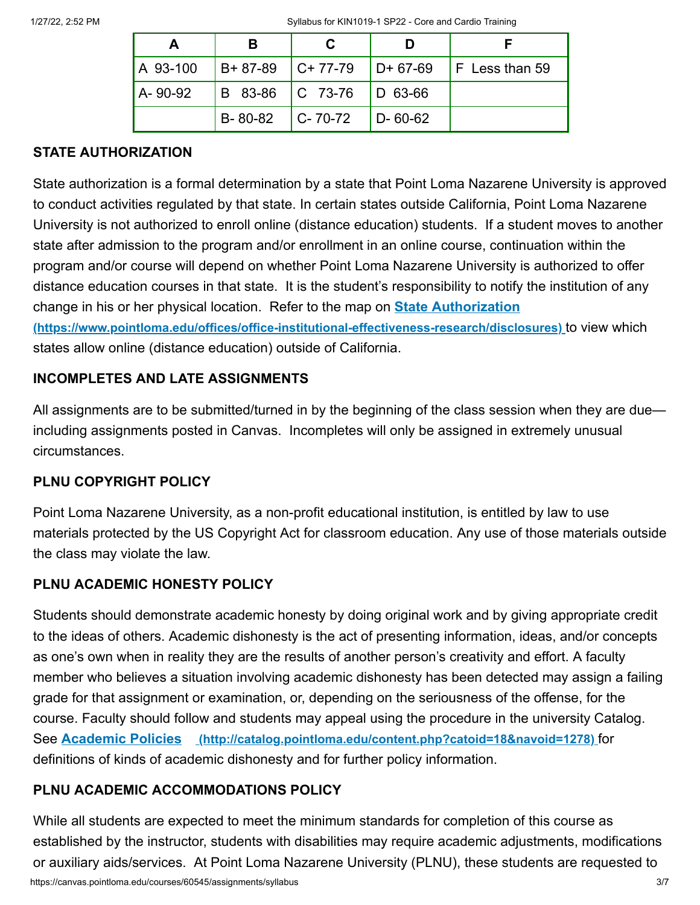| A | B | C | D | F |
|---|---|---|---|---|
| A 93-100 | B+ 87-89 | C+ 77-79 | D+ 67-69 | F Less than 59 |
| A- 90-92 | B 83-86 | C 73-76 | D 63-66 | |
| | B- 80-82 | C- 70-72 | D- 60-62 | |

## STATE AUTHORIZATION

State authorization is a formal determination by a state that Point Loma Nazarene University is approved to conduct activities regulated by that state. In certain states outside California, Point Loma Nazarene University is not authorized to enroll online (distance education) students. If a student moves to another state after admission to the program and/or enrollment in an online course, continuation within the program and/or course will depend on whether Point Loma Nazarene University is authorized to offer distance education courses in that state. It is the student's responsibility to notify the institution of any change in his or her physical location. Refer to the map on **State Authorization (https://www.pointloma.edu/offices/office-institutional-effectiveness-research/disclosures)** to view which states allow online (distance education) outside of California.

## INCOMPLETES AND LATE ASSIGNMENTS

All assignments are to be submitted/turned in by the beginning of the class session when they are due—including assignments posted in Canvas. Incompletes will only be assigned in extremely unusual circumstances.

## PLNU COPYRIGHT POLICY

Point Loma Nazarene University, as a non-profit educational institution, is entitled by law to use materials protected by the US Copyright Act for classroom education. Any use of those materials outside the class may violate the law.

## PLNU ACADEMIC HONESTY POLICY

Students should demonstrate academic honesty by doing original work and by giving appropriate credit to the ideas of others. Academic dishonesty is the act of presenting information, ideas, and/or concepts as one's own when in reality they are the results of another person's creativity and effort. A faculty member who believes a situation involving academic dishonesty has been detected may assign a failing grade for that assignment or examination, or, depending on the seriousness of the offense, for the course. Faculty should follow and students may appeal using the procedure in the university Catalog. See **Academic Policies (http://catalog.pointloma.edu/content.php?catoid=18&navoid=1278)** for definitions of kinds of academic dishonesty and for further policy information.

## PLNU ACADEMIC ACCOMMODATIONS POLICY

While all students are expected to meet the minimum standards for completion of this course as established by the instructor, students with disabilities may require academic adjustments, modifications or auxiliary aids/services. At Point Loma Nazarene University (PLNU), these students are requested to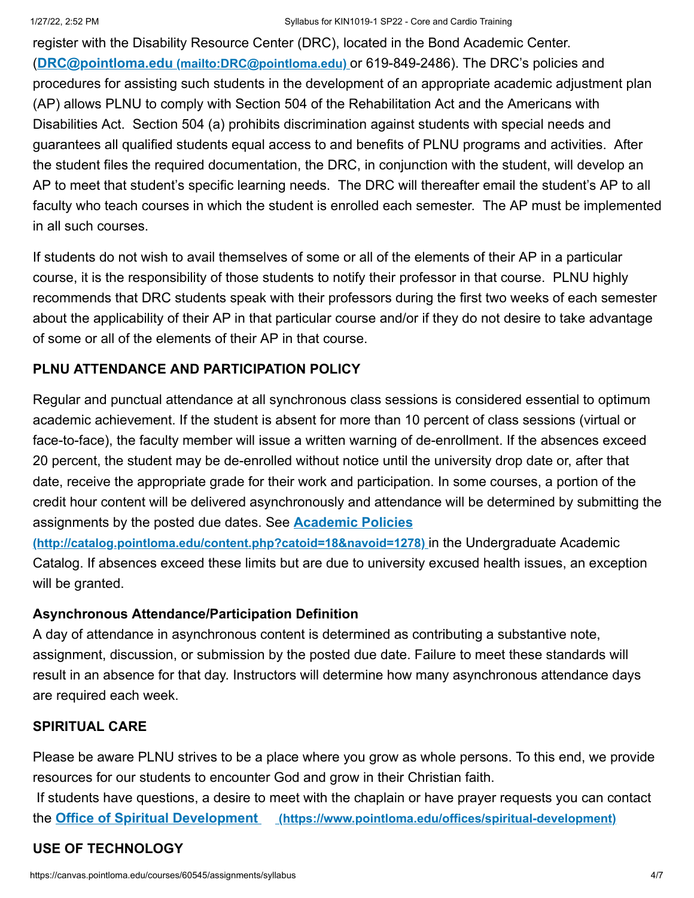register with the Disability Resource Center (DRC), located in the Bond Academic Center. ([DRC@pointloma.edu (mailto:DRC@pointloma.edu)](mailto:DRC@pointloma.edu) or 619-849-2486). The DRC's policies and procedures for assisting such students in the development of an appropriate academic adjustment plan (AP) allows PLNU to comply with Section 504 of the Rehabilitation Act and the Americans with Disabilities Act. Section 504 (a) prohibits discrimination against students with special needs and guarantees all qualified students equal access to and benefits of PLNU programs and activities. After the student files the required documentation, the DRC, in conjunction with the student, will develop an AP to meet that student's specific learning needs. The DRC will thereafter email the student's AP to all faculty who teach courses in which the student is enrolled each semester. The AP must be implemented in all such courses.

If students do not wish to avail themselves of some or all of the elements of their AP in a particular course, it is the responsibility of those students to notify their professor in that course. PLNU highly recommends that DRC students speak with their professors during the first two weeks of each semester about the applicability of their AP in that particular course and/or if they do not desire to take advantage of some or all of the elements of their AP in that course.

**PLNU ATTENDANCE AND PARTICIPATION POLICY**

Regular and punctual attendance at all synchronous class sessions is considered essential to optimum academic achievement. If the student is absent for more than 10 percent of class sessions (virtual or face-to-face), the faculty member will issue a written warning of de-enrollment. If the absences exceed 20 percent, the student may be de-enrolled without notice until the university drop date or, after that date, receive the appropriate grade for their work and participation. In some courses, a portion of the credit hour content will be delivered asynchronously and attendance will be determined by submitting the assignments by the posted due dates. See [Academic Policies (http://catalog.pointloma.edu/content.php?catoid=18&navoid=1278)](http://catalog.pointloma.edu/content.php?catoid=18&navoid=1278) in the Undergraduate Academic Catalog. If absences exceed these limits but are due to university excused health issues, an exception will be granted.

**Asynchronous Attendance/Participation Definition**

A day of attendance in asynchronous content is determined as contributing a substantive note, assignment, discussion, or submission by the posted due date. Failure to meet these standards will result in an absence for that day. Instructors will determine how many asynchronous attendance days are required each week.

**SPIRITUAL CARE**

Please be aware PLNU strives to be a place where you grow as whole persons. To this end, we provide resources for our students to encounter God and grow in their Christian faith.

If students have questions, a desire to meet with the chaplain or have prayer requests you can contact the [Office of Spiritual Development (https://www.pointloma.edu/offices/spiritual-development)](https://www.pointloma.edu/offices/spiritual-development)

**USE OF TECHNOLOGY**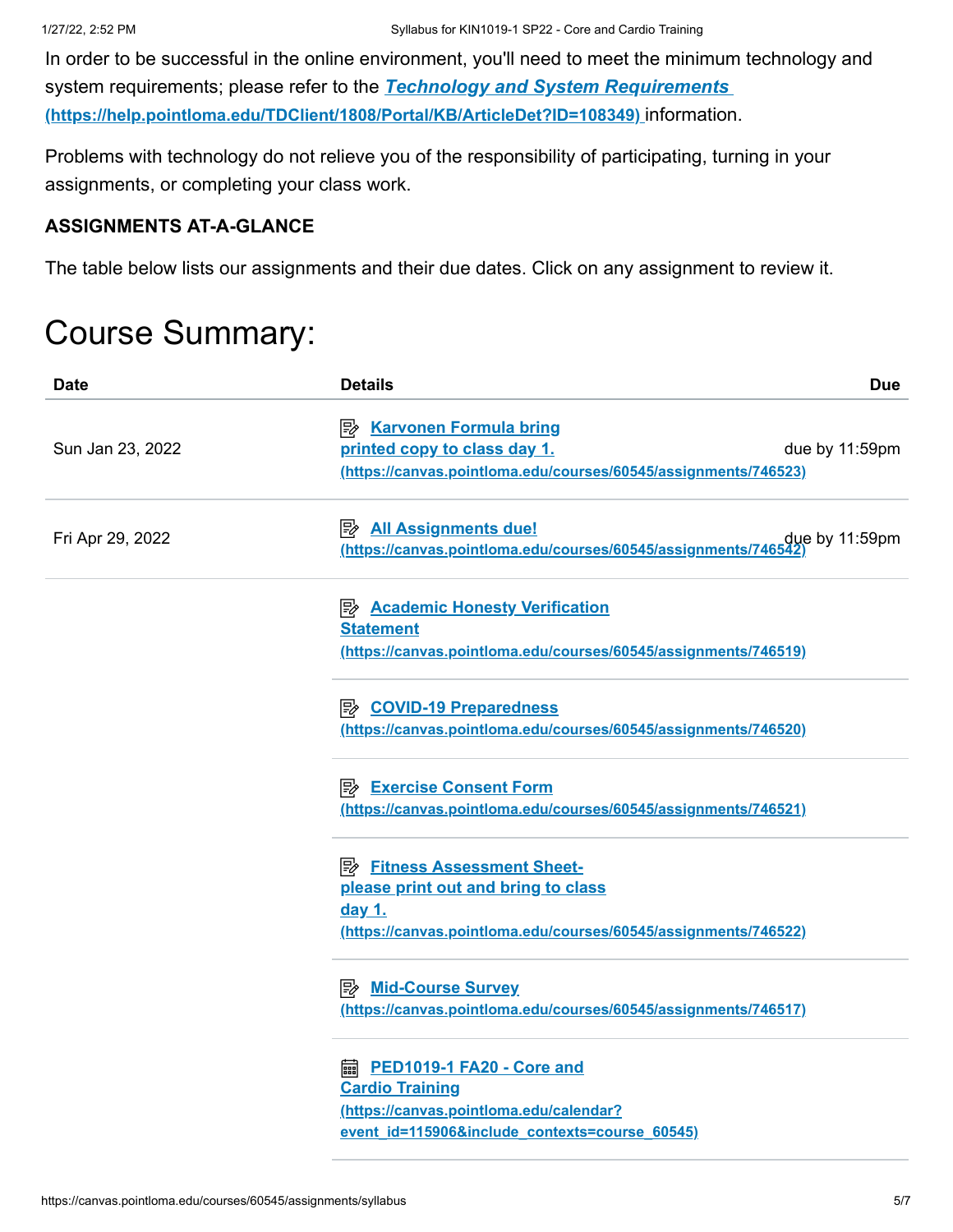In order to be successful in the online environment, you'll need to meet the minimum technology and system requirements; please refer to the ***Technology and System Requirements (https://help.pointloma.edu/TDClient/1808/Portal/KB/ArticleDet?ID=108349)*** information.

Problems with technology do not relieve you of the responsibility of participating, turning in your assignments, or completing your class work.

**ASSIGNMENTS AT-A-GLANCE**

The table below lists our assignments and their due dates. Click on any assignment to review it.

# Course Summary:

| Date | Details | Due |
| --- | --- | --- |
| Sun Jan 23, 2022 | **Karvonen Formula bring printed copy to class day 1. (https://canvas.pointloma.edu/courses/60545/assignments/746523)** | due by 11:59pm |
| Fri Apr 29, 2022 | **All Assignments due! (https://canvas.pointloma.edu/courses/60545/assignments/746542)** | due by 11:59pm |
| | **Academic Honesty Verification Statement (https://canvas.pointloma.edu/courses/60545/assignments/746519)** | |
| | **COVID-19 Preparedness (https://canvas.pointloma.edu/courses/60545/assignments/746520)** | |
| | **Exercise Consent Form (https://canvas.pointloma.edu/courses/60545/assignments/746521)** | |
| | **Fitness Assessment Sheet- please print out and bring to class day 1. (https://canvas.pointloma.edu/courses/60545/assignments/746522)** | |
| | **Mid-Course Survey (https://canvas.pointloma.edu/courses/60545/assignments/746517)** | |
| | **PED1019-1 FA20 - Core and Cardio Training (https://canvas.pointloma.edu/calendar?event_id=115906&include_contexts=course_60545)** | |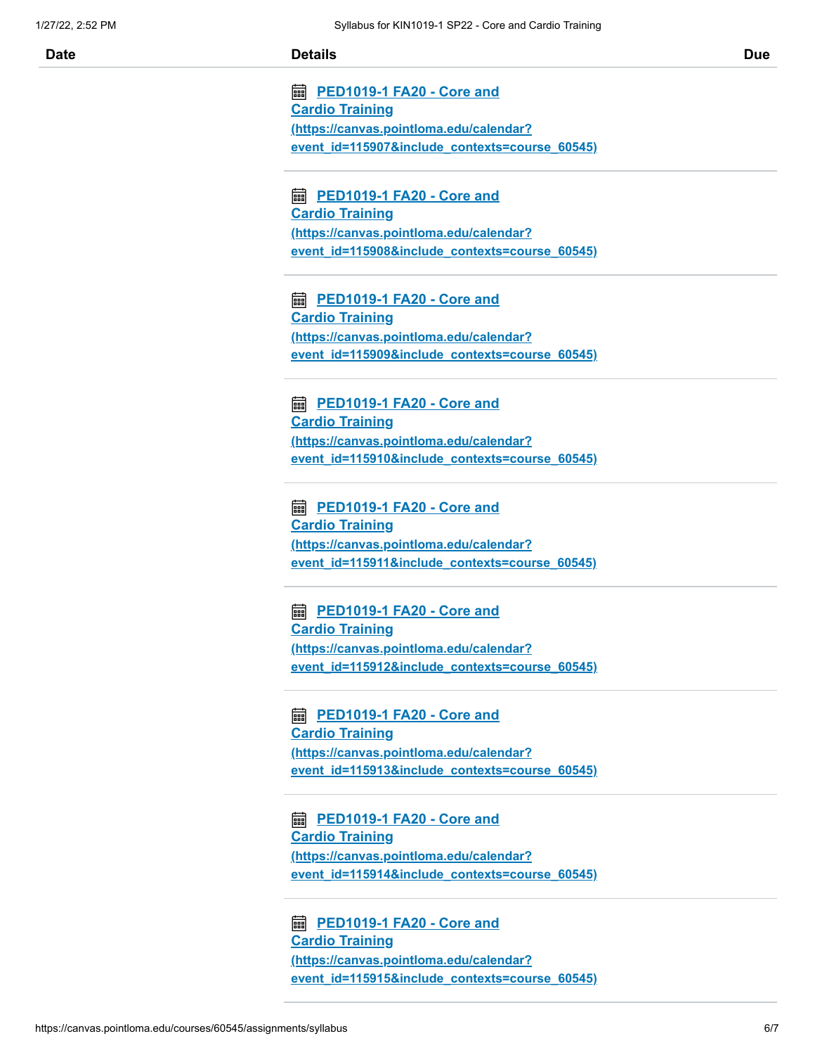| Date | Details | Due |
| --- | --- | --- |
| | PED1019-1 FA20 - Core and Cardio Training (https://canvas.pointloma.edu/calendar?event_id=115907&include_contexts=course_60545) | |
| | PED1019-1 FA20 - Core and Cardio Training (https://canvas.pointloma.edu/calendar?event_id=115908&include_contexts=course_60545) | |
| | PED1019-1 FA20 - Core and Cardio Training (https://canvas.pointloma.edu/calendar?event_id=115909&include_contexts=course_60545) | |
| | PED1019-1 FA20 - Core and Cardio Training (https://canvas.pointloma.edu/calendar?event_id=115910&include_contexts=course_60545) | |
| | PED1019-1 FA20 - Core and Cardio Training (https://canvas.pointloma.edu/calendar?event_id=115911&include_contexts=course_60545) | |
| | PED1019-1 FA20 - Core and Cardio Training (https://canvas.pointloma.edu/calendar?event_id=115912&include_contexts=course_60545) | |
| | PED1019-1 FA20 - Core and Cardio Training (https://canvas.pointloma.edu/calendar?event_id=115913&include_contexts=course_60545) | |
| | PED1019-1 FA20 - Core and Cardio Training (https://canvas.pointloma.edu/calendar?event_id=115914&include_contexts=course_60545) | |
| | PED1019-1 FA20 - Core and Cardio Training (https://canvas.pointloma.edu/calendar?event_id=115915&include_contexts=course_60545) | |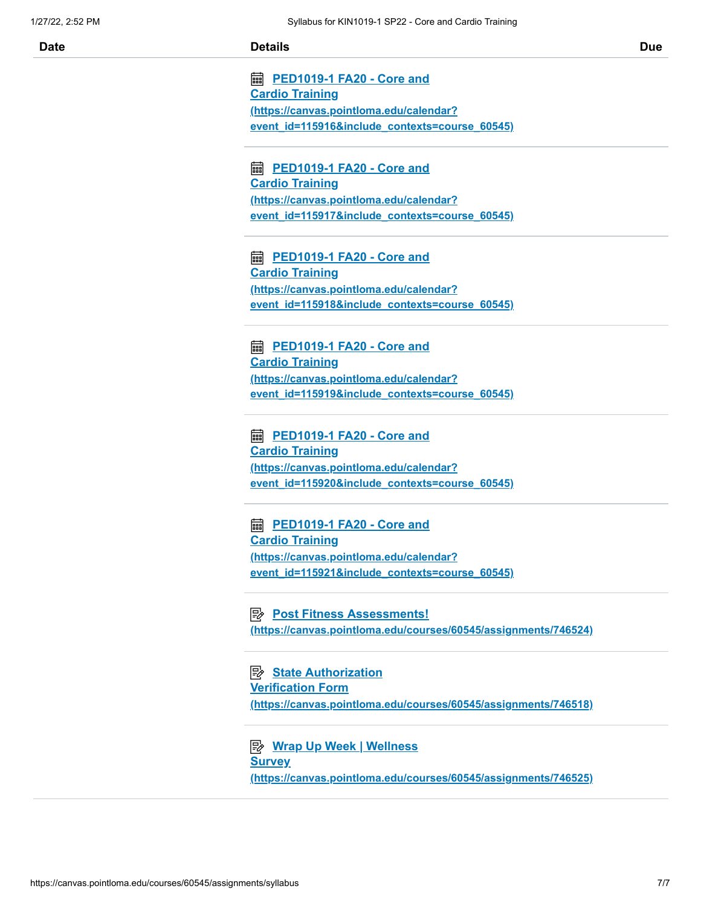| Date | Details | Due |
| --- | --- | --- |
| | PED1019-1 FA20 - Core and Cardio Training (https://canvas.pointloma.edu/calendar?event_id=115916&include_contexts=course_60545) | |
| | PED1019-1 FA20 - Core and Cardio Training (https://canvas.pointloma.edu/calendar?event_id=115917&include_contexts=course_60545) | |
| | PED1019-1 FA20 - Core and Cardio Training (https://canvas.pointloma.edu/calendar?event_id=115918&include_contexts=course_60545) | |
| | PED1019-1 FA20 - Core and Cardio Training (https://canvas.pointloma.edu/calendar?event_id=115919&include_contexts=course_60545) | |
| | PED1019-1 FA20 - Core and Cardio Training (https://canvas.pointloma.edu/calendar?event_id=115920&include_contexts=course_60545) | |
| | PED1019-1 FA20 - Core and Cardio Training (https://canvas.pointloma.edu/calendar?event_id=115921&include_contexts=course_60545) | |
| | Post Fitness Assessments! (https://canvas.pointloma.edu/courses/60545/assignments/746524) | |
| | State Authorization Verification Form (https://canvas.pointloma.edu/courses/60545/assignments/746518) | |
| | Wrap Up Week \| Wellness Survey (https://canvas.pointloma.edu/courses/60545/assignments/746525) | |